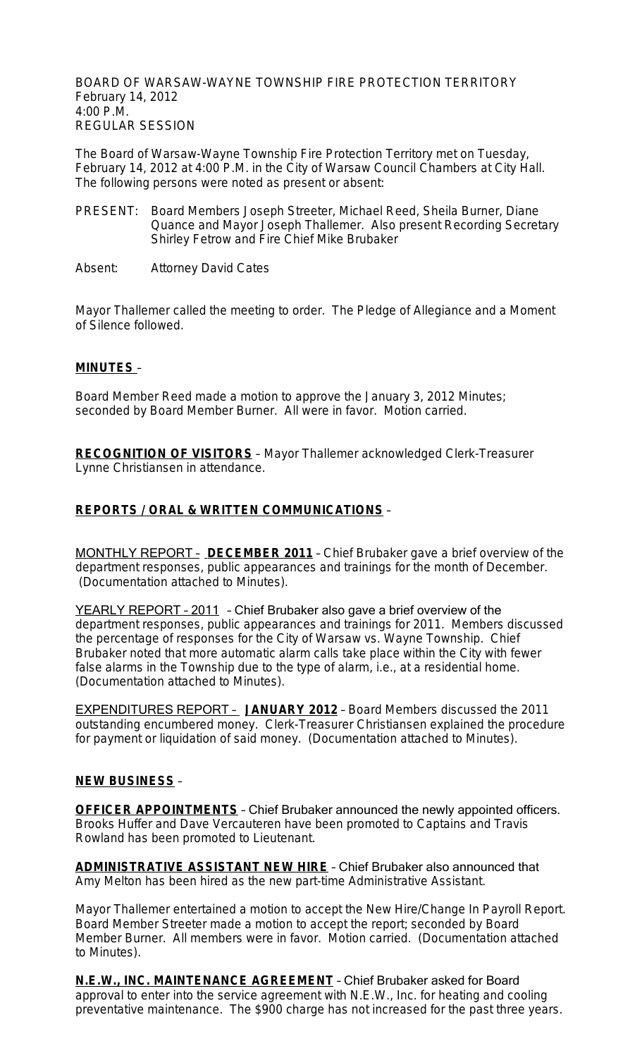BOARD OF WARSAW-WAYNE TOWNSHIP FIRE PROTECTION TERRITORY
February 14, 2012
4:00 P.M.
REGULAR SESSION

The Board of Warsaw-Wayne Township Fire Protection Territory met on Tuesday, February 14, 2012 at 4:00 P.M. in the City of Warsaw Council Chambers at City Hall. The following persons were noted as present or absent:

PRESENT: Board Members Joseph Streeter, Michael Reed, Sheila Burner, Diane Quance and Mayor Joseph Thallemer. Also present Recording Secretary Shirley Fetrow and Fire Chief Mike Brubaker

Absent: Attorney David Cates

Mayor Thallemer called the meeting to order. The Pledge of Allegiance and a Moment of Silence followed.

**MINUTES** –

Board Member Reed made a motion to approve the January 3, 2012 Minutes; seconded by Board Member Burner. All were in favor. Motion carried.

**RECOGNITION OF VISITORS** – Mayor Thallemer acknowledged Clerk-Treasurer Lynne Christiansen in attendance.

**REPORTS / ORAL & WRITTEN COMMUNICATIONS** –

MONTHLY REPORT – **DECEMBER 2011** – Chief Brubaker gave a brief overview of the department responses, public appearances and trainings for the month of December. (Documentation attached to Minutes).

YEARLY REPORT – 2011 – Chief Brubaker also gave a brief overview of the department responses, public appearances and trainings for 2011. Members discussed the percentage of responses for the City of Warsaw vs. Wayne Township. Chief Brubaker noted that more automatic alarm calls take place within the City with fewer false alarms in the Township due to the type of alarm, i.e., at a residential home. (Documentation attached to Minutes).

EXPENDITURES REPORT – **JANUARY 2012** – Board Members discussed the 2011 outstanding encumbered money. Clerk-Treasurer Christiansen explained the procedure for payment or liquidation of said money. (Documentation attached to Minutes).

**NEW BUSINESS** –

**OFFICER APPOINTMENTS** – Chief Brubaker announced the newly appointed officers. Brooks Huffer and Dave Vercauteren have been promoted to Captains and Travis Rowland has been promoted to Lieutenant.

**ADMINISTRATIVE ASSISTANT NEW HIRE** – Chief Brubaker also announced that Amy Melton has been hired as the new part-time Administrative Assistant.

Mayor Thallemer entertained a motion to accept the New Hire/Change In Payroll Report. Board Member Streeter made a motion to accept the report; seconded by Board Member Burner. All members were in favor. Motion carried. (Documentation attached to Minutes).

**N.E.W., INC. MAINTENANCE AGREEMENT** – Chief Brubaker asked for Board approval to enter into the service agreement with N.E.W., Inc. for heating and cooling preventative maintenance. The $900 charge has not increased for the past three years.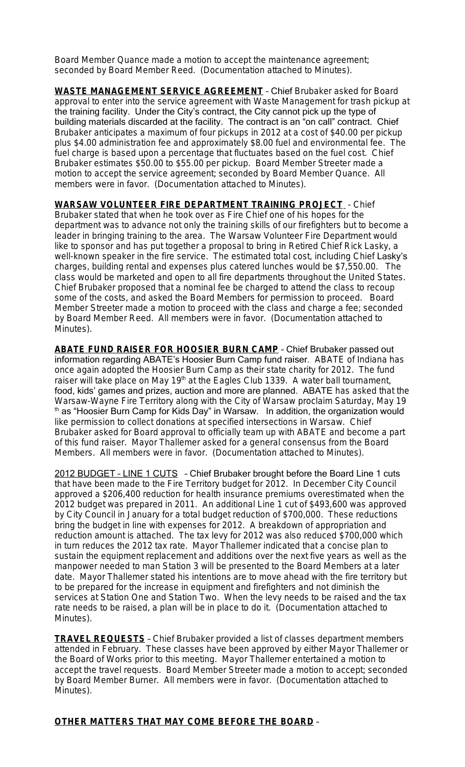Board Member Quance made a motion to accept the maintenance agreement; seconded by Board Member Reed. (Documentation attached to Minutes).

**WASTE MANAGEMENT SERVICE AGREEMENT** – Chief Brubaker asked for Board approval to enter into the service agreement with Waste Management for trash pickup at the training facility. Under the City's contract, the City cannot pick up the type of building materials discarded at the facility. The contract is an "on call" contract. Chief Brubaker anticipates a maximum of four pickups in 2012 at a cost of $40.00 per pickup plus $4.00 administration fee and approximately $8.00 fuel and environmental fee. The fuel charge is based upon a percentage that fluctuates based on the fuel cost. Chief Brubaker estimates $50.00 to $55.00 per pickup. Board Member Streeter made a motion to accept the service agreement; seconded by Board Member Quance. All members were in favor. (Documentation attached to Minutes).

**WARSAW VOLUNTEER FIRE DEPARTMENT TRAINING PROJECT** - Chief Brubaker stated that when he took over as Fire Chief one of his hopes for the department was to advance not only the training skills of our firefighters but to become a leader in bringing training to the area. The Warsaw Volunteer Fire Department would like to sponsor and has put together a proposal to bring in Retired Chief Rick Lasky, a well-known speaker in the fire service. The estimated total cost, including Chief Lasky's charges, building rental and expenses plus catered lunches would be $7,550.00. The class would be marketed and open to all fire departments throughout the United States. Chief Brubaker proposed that a nominal fee be charged to attend the class to recoup some of the costs, and asked the Board Members for permission to proceed. Board Member Streeter made a motion to proceed with the class and charge a fee; seconded by Board Member Reed. All members were in favor. (Documentation attached to Minutes).

**ABATE FUND RAISER FOR HOOSIER BURN CAMP** – Chief Brubaker passed out information regarding ABATE's Hoosier Burn Camp fund raiser. ABATE of Indiana has once again adopted the Hoosier Burn Camp as their state charity for 2012. The fund raiser will take place on May 19th at the Eagles Club 1339. A water ball tournament, food, kids' games and prizes, auction and more are planned. ABATE has asked that the Warsaw-Wayne Fire Territory along with the City of Warsaw proclaim Saturday, May 19th as "Hoosier Burn Camp for Kids Day" in Warsaw. In addition, the organization would like permission to collect donations at specified intersections in Warsaw. Chief Brubaker asked for Board approval to officially team up with ABATE and become a part of this fund raiser. Mayor Thallemer asked for a general consensus from the Board Members. All members were in favor. (Documentation attached to Minutes).

2012 BUDGET – LINE 1 CUTS – Chief Brubaker brought before the Board Line 1 cuts that have been made to the Fire Territory budget for 2012. In December City Council approved a $206,400 reduction for health insurance premiums overestimated when the 2012 budget was prepared in 2011. An additional Line 1 cut of $493,600 was approved by City Council in January for a total budget reduction of $700,000. These reductions bring the budget in line with expenses for 2012. A breakdown of appropriation and reduction amount is attached. The tax levy for 2012 was also reduced $700,000 which in turn reduces the 2012 tax rate. Mayor Thallemer indicated that a concise plan to sustain the equipment replacement and additions over the next five years as well as the manpower needed to man Station 3 will be presented to the Board Members at a later date. Mayor Thallemer stated his intentions are to move ahead with the fire territory but to be prepared for the increase in equipment and firefighters and not diminish the services at Station One and Station Two. When the levy needs to be raised and the tax rate needs to be raised, a plan will be in place to do it. (Documentation attached to Minutes).

**TRAVEL REQUESTS** – Chief Brubaker provided a list of classes department members attended in February. These classes have been approved by either Mayor Thallemer or the Board of Works prior to this meeting. Mayor Thallemer entertained a motion to accept the travel requests. Board Member Streeter made a motion to accept; seconded by Board Member Burner. All members were in favor. (Documentation attached to Minutes).

**OTHER MATTERS THAT MAY COME BEFORE THE BOARD** –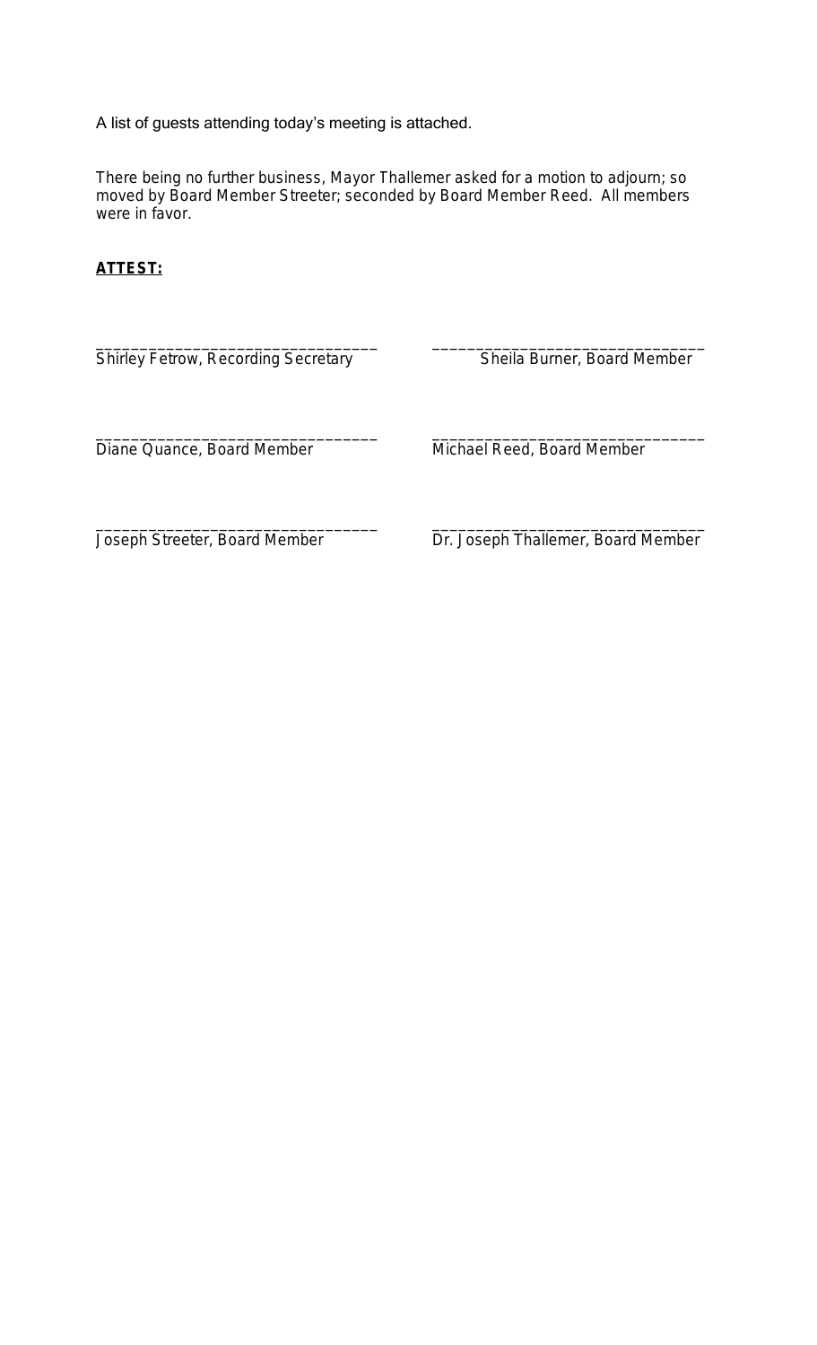A list of guests attending today's meeting is attached.

There being no further business, Mayor Thallemer asked for a motion to adjourn; so moved by Board Member Streeter; seconded by Board Member Reed. All members were in favor.

**ATTEST:**

| | |
|---|---|
| ________________________________ | ________________________________ |
| Shirley Fetrow, Recording Secretary | Sheila Burner, Board Member |
| ________________________________ | ________________________________ |
| Diane Quance, Board Member | Michael Reed, Board Member |
| ________________________________ | ________________________________ |
| Joseph Streeter, Board Member | Dr. Joseph Thallemer, Board Member |